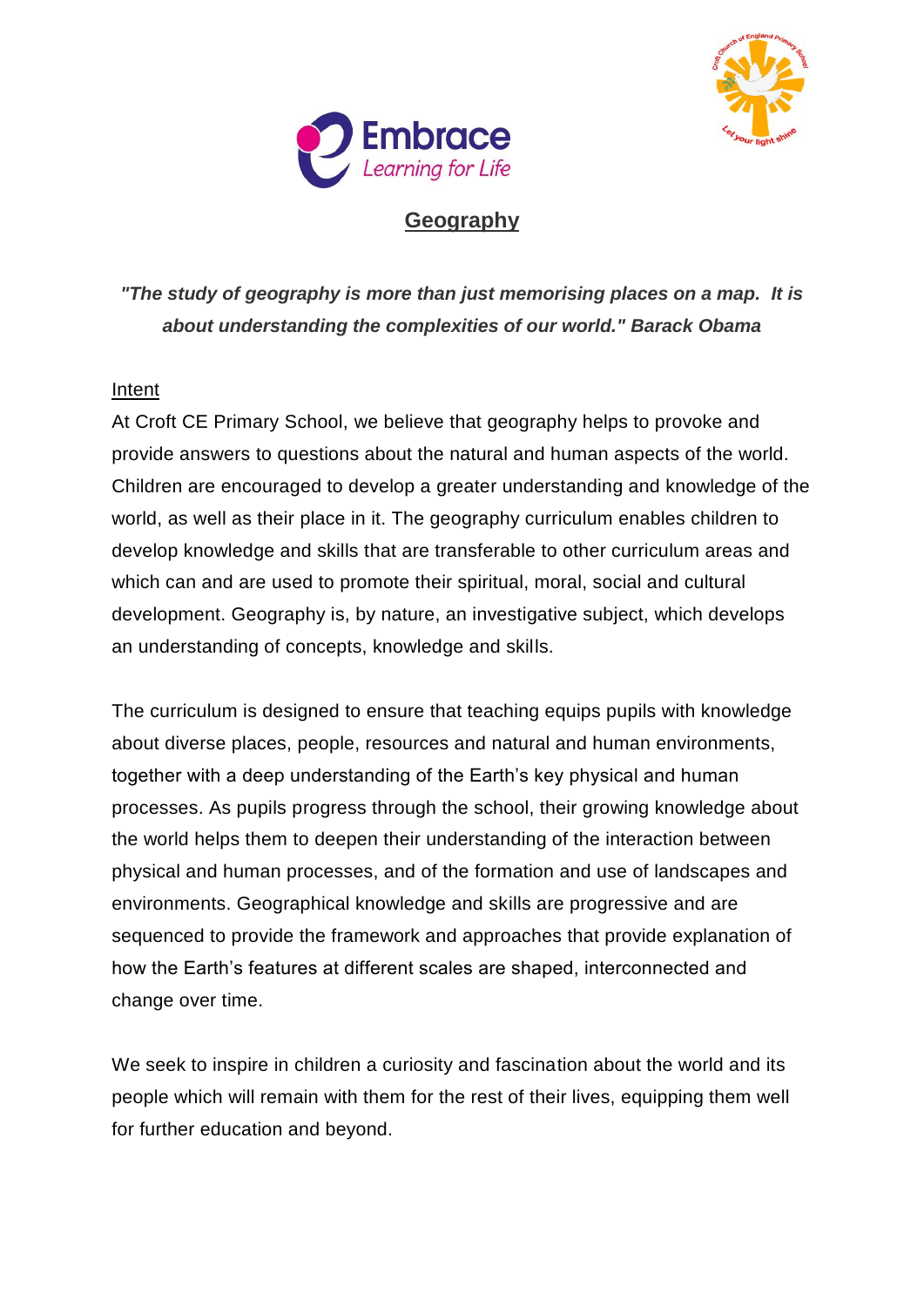# Geography

***"The study of geography is more than just memorising places on a map. It is about understanding the complexities of our world." Barack Obama***

## Intent

At Croft CE Primary School, we believe that geography helps to provoke and provide answers to questions about the natural and human aspects of the world. Children are encouraged to develop a greater understanding and knowledge of the world, as well as their place in it. The geography curriculum enables children to develop knowledge and skills that are transferable to other curriculum areas and which can and are used to promote their spiritual, moral, social and cultural development. Geography is, by nature, an investigative subject, which develops an understanding of concepts, knowledge and skills.

The curriculum is designed to ensure that teaching equips pupils with knowledge about diverse places, people, resources and natural and human environments, together with a deep understanding of the Earth's key physical and human processes. As pupils progress through the school, their growing knowledge about the world helps them to deepen their understanding of the interaction between physical and human processes, and of the formation and use of landscapes and environments. Geographical knowledge and skills are progressive and are sequenced to provide the framework and approaches that provide explanation of how the Earth's features at different scales are shaped, interconnected and change over time.

We seek to inspire in children a curiosity and fascination about the world and its people which will remain with them for the rest of their lives, equipping them well for further education and beyond.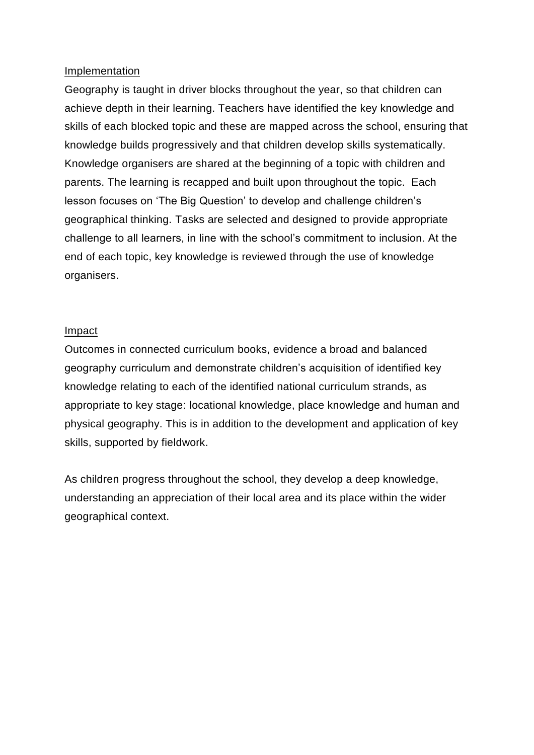## Implementation

Geography is taught in driver blocks throughout the year, so that children can achieve depth in their learning. Teachers have identified the key knowledge and skills of each blocked topic and these are mapped across the school, ensuring that knowledge builds progressively and that children develop skills systematically. Knowledge organisers are shared at the beginning of a topic with children and parents. The learning is recapped and built upon throughout the topic. Each lesson focuses on 'The Big Question' to develop and challenge children's geographical thinking. Tasks are selected and designed to provide appropriate challenge to all learners, in line with the school's commitment to inclusion. At the end of each topic, key knowledge is reviewed through the use of knowledge organisers.

## Impact

Outcomes in connected curriculum books, evidence a broad and balanced geography curriculum and demonstrate children's acquisition of identified key knowledge relating to each of the identified national curriculum strands, as appropriate to key stage: locational knowledge, place knowledge and human and physical geography. This is in addition to the development and application of key skills, supported by fieldwork.

As children progress throughout the school, they develop a deep knowledge, understanding an appreciation of their local area and its place within the wider geographical context.